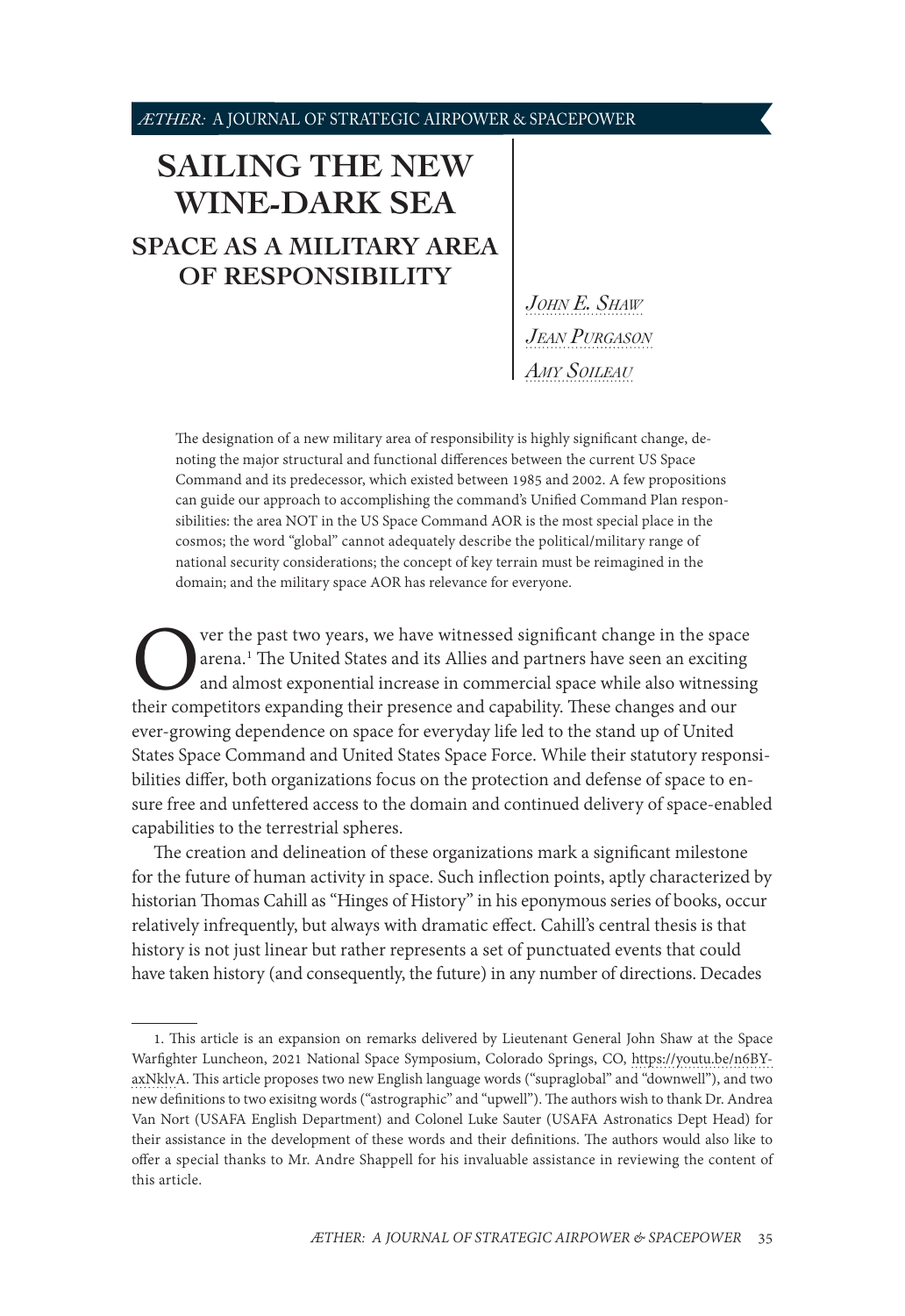# SAILING THE NEW WINE-DARK SEA

## SPACE AS A MILITARY AREA OF RESPONSIBILITY

*John E. Shaw*

*Jean Purgason*

*Amy Soileau*

The designation of a new military area of responsibility is highly significant change, denoting the major structural and functional differences between the current US Space Command and its predecessor, which existed between 1985 and 2002. A few propositions can guide our approach to accomplishing the command's Unified Command Plan responsibilities: the area NOT in the US Space Command AOR is the most special place in the cosmos; the word "global" cannot adequately describe the political/military range of national security considerations; the concept of key terrain must be reimagined in the domain; and the military space AOR has relevance for everyone.

Over the past two years, we have witnessed significant change in the space arena.[1] The United States and its Allies and partners have seen an exciting and almost exponential increase in commercial space while also witnessing their competitors expanding their presence and capability. These changes and our ever-growing dependence on space for everyday life led to the stand up of United States Space Command and United States Space Force. While their statutory responsibilities differ, both organizations focus on the protection and defense of space to ensure free and unfettered access to the domain and continued delivery of space-enabled capabilities to the terrestrial spheres.

The creation and delineation of these organizations mark a significant milestone for the future of human activity in space. Such inflection points, aptly characterized by historian Thomas Cahill as "Hinges of History" in his eponymous series of books, occur relatively infrequently, but always with dramatic effect. Cahill's central thesis is that history is not just linear but rather represents a set of punctuated events that could have taken history (and consequently, the future) in any number of directions. Decades

---

1. This article is an expansion on remarks delivered by Lieutenant General John Shaw at the Space Warfighter Luncheon, 2021 National Space Symposium, Colorado Springs, CO, https://youtu.be/n6BY-axNklvA. This article proposes two new English language words ("supraglobal" and "downwell"), and two new definitions to two exisitng words ("astrographic" and "upwell"). The authors wish to thank Dr. Andrea Van Nort (USAFA English Department) and Colonel Luke Sauter (USAFA Astronautics Dept Head) for their assistance in the development of these words and their definitions. The authors would also like to offer a special thanks to Mr. Andre Shappell for his invaluable assistance in reviewing the content of this article.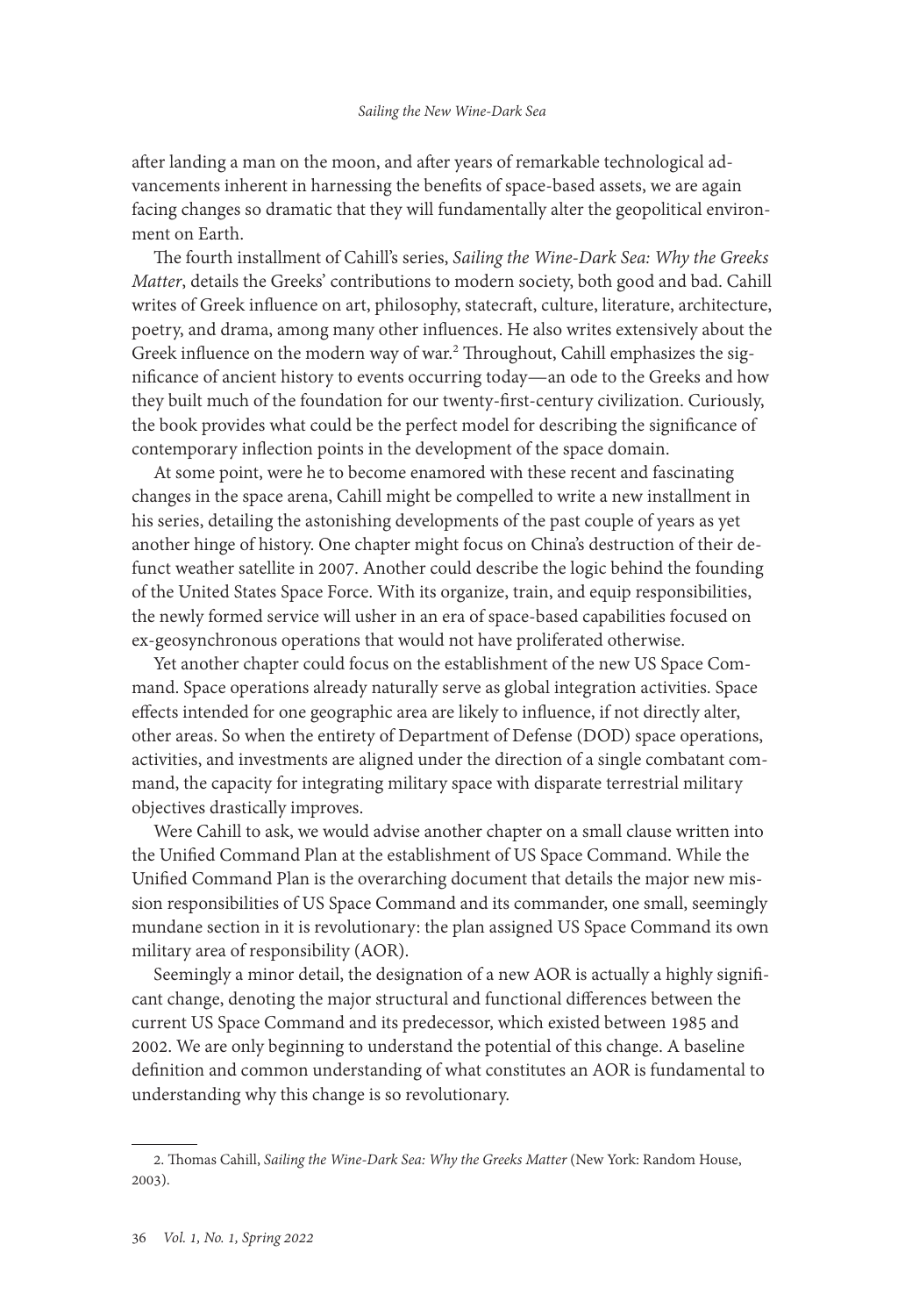after landing a man on the moon, and after years of remarkable technological advancements inherent in harnessing the benefits of space-based assets, we are again facing changes so dramatic that they will fundamentally alter the geopolitical environment on Earth.

The fourth installment of Cahill's series, *Sailing the Wine-Dark Sea: Why the Greeks Matter*, details the Greeks' contributions to modern society, both good and bad. Cahill writes of Greek influence on art, philosophy, statecraft, culture, literature, architecture, poetry, and drama, among many other influences. He also writes extensively about the Greek influence on the modern way of war.[2] Throughout, Cahill emphasizes the significance of ancient history to events occurring today—an ode to the Greeks and how they built much of the foundation for our twenty-first-century civilization. Curiously, the book provides what could be the perfect model for describing the significance of contemporary inflection points in the development of the space domain.

At some point, were he to become enamored with these recent and fascinating changes in the space arena, Cahill might be compelled to write a new installment in his series, detailing the astonishing developments of the past couple of years as yet another hinge of history. One chapter might focus on China's destruction of their defunct weather satellite in 2007. Another could describe the logic behind the founding of the United States Space Force. With its organize, train, and equip responsibilities, the newly formed service will usher in an era of space-based capabilities focused on ex-geosynchronous operations that would not have proliferated otherwise.

Yet another chapter could focus on the establishment of the new US Space Command. Space operations already naturally serve as global integration activities. Space effects intended for one geographic area are likely to influence, if not directly alter, other areas. So when the entirety of Department of Defense (DOD) space operations, activities, and investments are aligned under the direction of a single combatant command, the capacity for integrating military space with disparate terrestrial military objectives drastically improves.

Were Cahill to ask, we would advise another chapter on a small clause written into the Unified Command Plan at the establishment of US Space Command. While the Unified Command Plan is the overarching document that details the major new mission responsibilities of US Space Command and its commander, one small, seemingly mundane section in it is revolutionary: the plan assigned US Space Command its own military area of responsibility (AOR).

Seemingly a minor detail, the designation of a new AOR is actually a highly significant change, denoting the major structural and functional differences between the current US Space Command and its predecessor, which existed between 1985 and 2002. We are only beginning to understand the potential of this change. A baseline definition and common understanding of what constitutes an AOR is fundamental to understanding why this change is so revolutionary.

2. Thomas Cahill, *Sailing the Wine-Dark Sea: Why the Greeks Matter* (New York: Random House, 2003).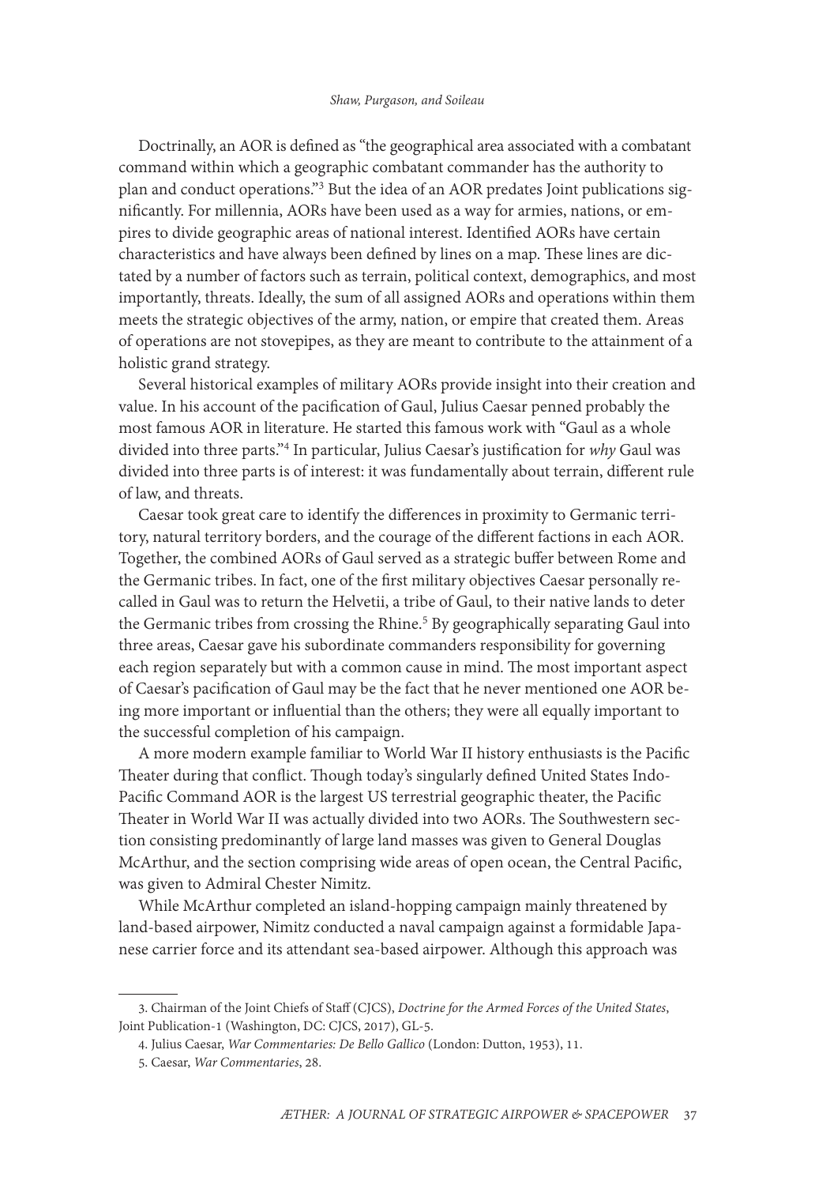Doctrinally, an AOR is defined as "the geographical area associated with a combatant command within which a geographic combatant commander has the authority to plan and conduct operations."[3] But the idea of an AOR predates Joint publications significantly. For millennia, AORs have been used as a way for armies, nations, or empires to divide geographic areas of national interest. Identified AORs have certain characteristics and have always been defined by lines on a map. These lines are dictated by a number of factors such as terrain, political context, demographics, and most importantly, threats. Ideally, the sum of all assigned AORs and operations within them meets the strategic objectives of the army, nation, or empire that created them. Areas of operations are not stovepipes, as they are meant to contribute to the attainment of a holistic grand strategy.

Several historical examples of military AORs provide insight into their creation and value. In his account of the pacification of Gaul, Julius Caesar penned probably the most famous AOR in literature. He started this famous work with "Gaul as a whole divided into three parts."[4] In particular, Julius Caesar's justification for *why* Gaul was divided into three parts is of interest: it was fundamentally about terrain, different rule of law, and threats.

Caesar took great care to identify the differences in proximity to Germanic territory, natural territory borders, and the courage of the different factions in each AOR. Together, the combined AORs of Gaul served as a strategic buffer between Rome and the Germanic tribes. In fact, one of the first military objectives Caesar personally recalled in Gaul was to return the Helvetii, a tribe of Gaul, to their native lands to deter the Germanic tribes from crossing the Rhine.[5] By geographically separating Gaul into three areas, Caesar gave his subordinate commanders responsibility for governing each region separately but with a common cause in mind. The most important aspect of Caesar's pacification of Gaul may be the fact that he never mentioned one AOR being more important or influential than the others; they were all equally important to the successful completion of his campaign.

A more modern example familiar to World War II history enthusiasts is the Pacific Theater during that conflict. Though today's singularly defined United States Indo-Pacific Command AOR is the largest US terrestrial geographic theater, the Pacific Theater in World War II was actually divided into two AORs. The Southwestern section consisting predominantly of large land masses was given to General Douglas McArthur, and the section comprising wide areas of open ocean, the Central Pacific, was given to Admiral Chester Nimitz.

While McArthur completed an island-hopping campaign mainly threatened by land-based airpower, Nimitz conducted a naval campaign against a formidable Japanese carrier force and its attendant sea-based airpower. Although this approach was

---

3. Chairman of the Joint Chiefs of Staff (CJCS), *Doctrine for the Armed Forces of the United States*, Joint Publication-1 (Washington, DC: CJCS, 2017), GL-5.

4. Julius Caesar, *War Commentaries: De Bello Gallico* (London: Dutton, 1953), 11.

5. Caesar, *War Commentaries*, 28.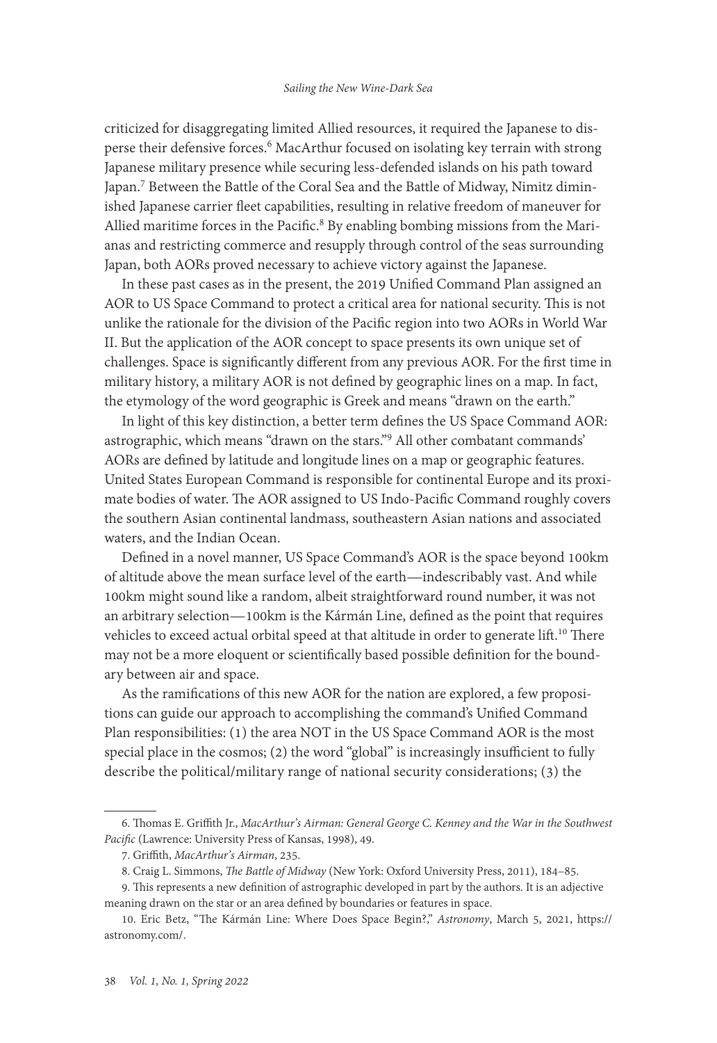criticized for disaggregating limited Allied resources, it required the Japanese to disperse their defensive forces.[6] MacArthur focused on isolating key terrain with strong Japanese military presence while securing less-defended islands on his path toward Japan.[7] Between the Battle of the Coral Sea and the Battle of Midway, Nimitz diminished Japanese carrier fleet capabilities, resulting in relative freedom of maneuver for Allied maritime forces in the Pacific.[8] By enabling bombing missions from the Marianas and restricting commerce and resupply through control of the seas surrounding Japan, both AORs proved necessary to achieve victory against the Japanese.

In these past cases as in the present, the 2019 Unified Command Plan assigned an AOR to US Space Command to protect a critical area for national security. This is not unlike the rationale for the division of the Pacific region into two AORs in World War II. But the application of the AOR concept to space presents its own unique set of challenges. Space is significantly different from any previous AOR. For the first time in military history, a military AOR is not defined by geographic lines on a map. In fact, the etymology of the word geographic is Greek and means "drawn on the earth."

In light of this key distinction, a better term defines the US Space Command AOR: astrographic, which means "drawn on the stars."[9] All other combatant commands' AORs are defined by latitude and longitude lines on a map or geographic features. United States European Command is responsible for continental Europe and its proximate bodies of water. The AOR assigned to US Indo-Pacific Command roughly covers the southern Asian continental landmass, southeastern Asian nations and associated waters, and the Indian Ocean.

Defined in a novel manner, US Space Command's AOR is the space beyond 100km of altitude above the mean surface level of the earth—indescribably vast. And while 100km might sound like a random, albeit straightforward round number, it was not an arbitrary selection—100km is the Kármán Line, defined as the point that requires vehicles to exceed actual orbital speed at that altitude in order to generate lift.[10] There may not be a more eloquent or scientifically based possible definition for the boundary between air and space.

As the ramifications of this new AOR for the nation are explored, a few propositions can guide our approach to accomplishing the command's Unified Command Plan responsibilities: (1) the area NOT in the US Space Command AOR is the most special place in the cosmos; (2) the word "global" is increasingly insufficient to fully describe the political/military range of national security considerations; (3) the

---

6. Thomas E. Griffith Jr., *MacArthur's Airman: General George C. Kenney and the War in the Southwest Pacific* (Lawrence: University Press of Kansas, 1998), 49.

7. Griffith, *MacArthur's Airman*, 235.

8. Craig L. Simmons, *The Battle of Midway* (New York: Oxford University Press, 2011), 184–85.

9. This represents a new definition of astrographic developed in part by the authors. It is an adjective meaning drawn on the star or an area defined by boundaries or features in space.

10. Eric Betz, "The Kármán Line: Where Does Space Begin?," *Astronomy*, March 5, 2021, https://astronomy.com/.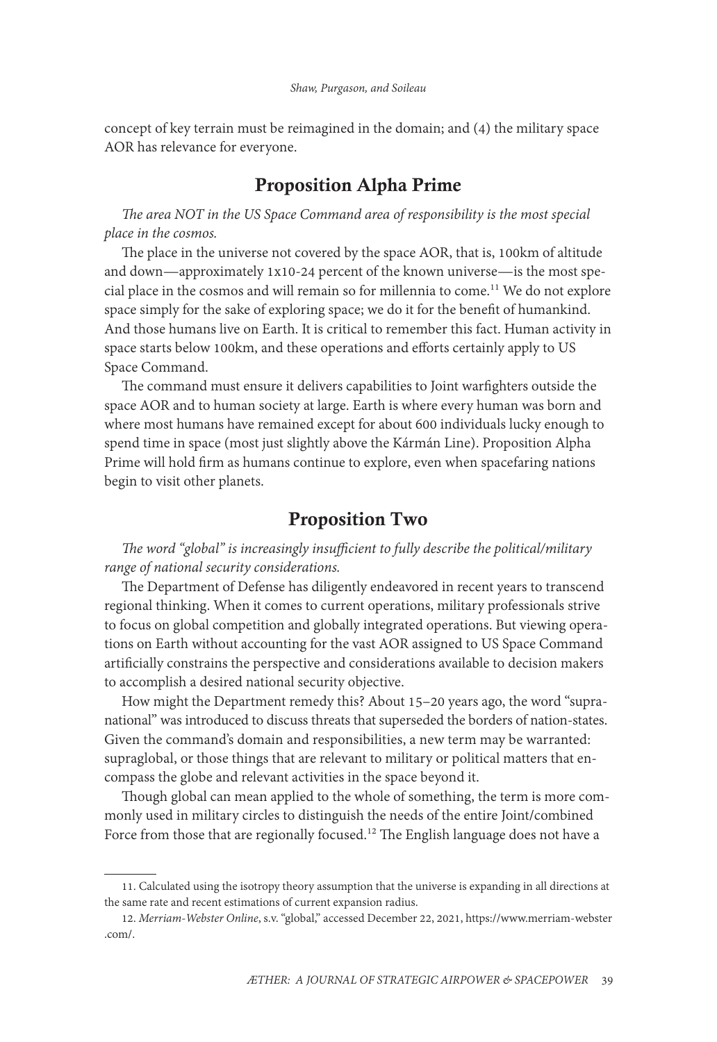concept of key terrain must be reimagined in the domain; and (4) the military space AOR has relevance for everyone.

## Proposition Alpha Prime

*The area NOT in the US Space Command area of responsibility is the most special place in the cosmos.*

The place in the universe not covered by the space AOR, that is, 100km of altitude and down—approximately 1x10-24 percent of the known universe—is the most special place in the cosmos and will remain so for millennia to come.[11] We do not explore space simply for the sake of exploring space; we do it for the benefit of humankind. And those humans live on Earth. It is critical to remember this fact. Human activity in space starts below 100km, and these operations and efforts certainly apply to US Space Command.

The command must ensure it delivers capabilities to Joint warfighters outside the space AOR and to human society at large. Earth is where every human was born and where most humans have remained except for about 600 individuals lucky enough to spend time in space (most just slightly above the Kármán Line). Proposition Alpha Prime will hold firm as humans continue to explore, even when spacefaring nations begin to visit other planets.

## Proposition Two

*The word "global" is increasingly insufficient to fully describe the political/military range of national security considerations.*

The Department of Defense has diligently endeavored in recent years to transcend regional thinking. When it comes to current operations, military professionals strive to focus on global competition and globally integrated operations. But viewing operations on Earth without accounting for the vast AOR assigned to US Space Command artificially constrains the perspective and considerations available to decision makers to accomplish a desired national security objective.

How might the Department remedy this? About 15–20 years ago, the word "supranational" was introduced to discuss threats that superseded the borders of nation-states. Given the command's domain and responsibilities, a new term may be warranted: supraglobal, or those things that are relevant to military or political matters that encompass the globe and relevant activities in the space beyond it.

Though global can mean applied to the whole of something, the term is more commonly used in military circles to distinguish the needs of the entire Joint/combined Force from those that are regionally focused.[12] The English language does not have a

---

11. Calculated using the isotropy theory assumption that the universe is expanding in all directions at the same rate and recent estimations of current expansion radius.

12. *Merriam-Webster Online*, s.v. "global," accessed December 22, 2021, https://www.merriam-webster.com/.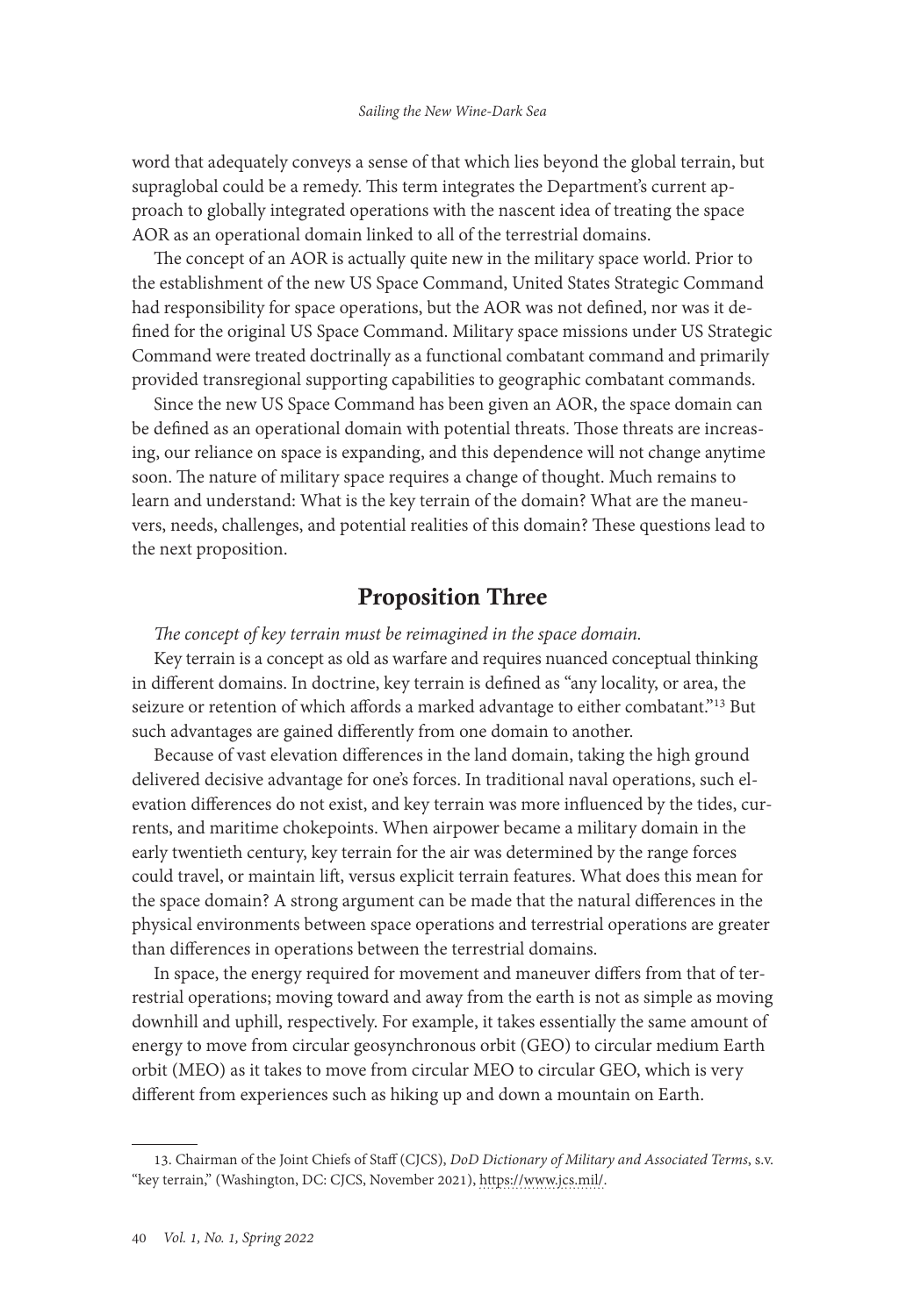word that adequately conveys a sense of that which lies beyond the global terrain, but supraglobal could be a remedy. This term integrates the Department's current approach to globally integrated operations with the nascent idea of treating the space AOR as an operational domain linked to all of the terrestrial domains.

The concept of an AOR is actually quite new in the military space world. Prior to the establishment of the new US Space Command, United States Strategic Command had responsibility for space operations, but the AOR was not defined, nor was it defined for the original US Space Command. Military space missions under US Strategic Command were treated doctrinally as a functional combatant command and primarily provided transregional supporting capabilities to geographic combatant commands.

Since the new US Space Command has been given an AOR, the space domain can be defined as an operational domain with potential threats. Those threats are increasing, our reliance on space is expanding, and this dependence will not change anytime soon. The nature of military space requires a change of thought. Much remains to learn and understand: What is the key terrain of the domain? What are the maneuvers, needs, challenges, and potential realities of this domain? These questions lead to the next proposition.

## Proposition Three

*The concept of key terrain must be reimagined in the space domain.*

Key terrain is a concept as old as warfare and requires nuanced conceptual thinking in different domains. In doctrine, key terrain is defined as "any locality, or area, the seizure or retention of which affords a marked advantage to either combatant."[13] But such advantages are gained differently from one domain to another.

Because of vast elevation differences in the land domain, taking the high ground delivered decisive advantage for one's forces. In traditional naval operations, such elevation differences do not exist, and key terrain was more influenced by the tides, currents, and maritime chokepoints. When airpower became a military domain in the early twentieth century, key terrain for the air was determined by the range forces could travel, or maintain lift, versus explicit terrain features. What does this mean for the space domain? A strong argument can be made that the natural differences in the physical environments between space operations and terrestrial operations are greater than differences in operations between the terrestrial domains.

In space, the energy required for movement and maneuver differs from that of terrestrial operations; moving toward and away from the earth is not as simple as moving downhill and uphill, respectively. For example, it takes essentially the same amount of energy to move from circular geosynchronous orbit (GEO) to circular medium Earth orbit (MEO) as it takes to move from circular MEO to circular GEO, which is very different from experiences such as hiking up and down a mountain on Earth.

13. Chairman of the Joint Chiefs of Staff (CJCS), *DoD Dictionary of Military and Associated Terms*, s.v. "key terrain," (Washington, DC: CJCS, November 2021), https://www.jcs.mil/.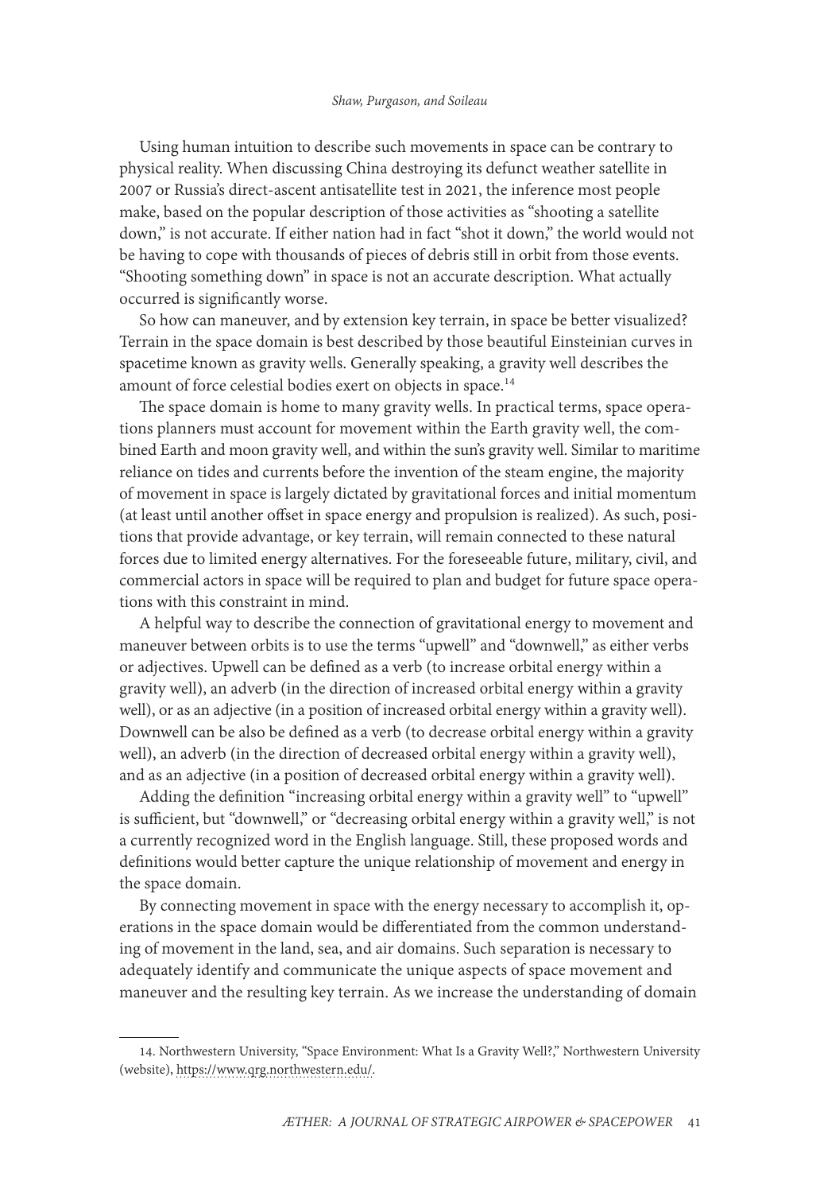Using human intuition to describe such movements in space can be contrary to physical reality. When discussing China destroying its defunct weather satellite in 2007 or Russia's direct-ascent antisatellite test in 2021, the inference most people make, based on the popular description of those activities as "shooting a satellite down," is not accurate. If either nation had in fact "shot it down," the world would not be having to cope with thousands of pieces of debris still in orbit from those events. "Shooting something down" in space is not an accurate description. What actually occurred is significantly worse.

So how can maneuver, and by extension key terrain, in space be better visualized? Terrain in the space domain is best described by those beautiful Einsteinian curves in spacetime known as gravity wells. Generally speaking, a gravity well describes the amount of force celestial bodies exert on objects in space.[14]

The space domain is home to many gravity wells. In practical terms, space operations planners must account for movement within the Earth gravity well, the combined Earth and moon gravity well, and within the sun's gravity well. Similar to maritime reliance on tides and currents before the invention of the steam engine, the majority of movement in space is largely dictated by gravitational forces and initial momentum (at least until another offset in space energy and propulsion is realized). As such, positions that provide advantage, or key terrain, will remain connected to these natural forces due to limited energy alternatives. For the foreseeable future, military, civil, and commercial actors in space will be required to plan and budget for future space operations with this constraint in mind.

A helpful way to describe the connection of gravitational energy to movement and maneuver between orbits is to use the terms "upwell" and "downwell," as either verbs or adjectives. Upwell can be defined as a verb (to increase orbital energy within a gravity well), an adverb (in the direction of increased orbital energy within a gravity well), or as an adjective (in a position of increased orbital energy within a gravity well). Downwell can be also be defined as a verb (to decrease orbital energy within a gravity well), an adverb (in the direction of decreased orbital energy within a gravity well), and as an adjective (in a position of decreased orbital energy within a gravity well).

Adding the definition "increasing orbital energy within a gravity well" to "upwell" is sufficient, but "downwell," or "decreasing orbital energy within a gravity well," is not a currently recognized word in the English language. Still, these proposed words and definitions would better capture the unique relationship of movement and energy in the space domain.

By connecting movement in space with the energy necessary to accomplish it, operations in the space domain would be differentiated from the common understanding of movement in the land, sea, and air domains. Such separation is necessary to adequately identify and communicate the unique aspects of space movement and maneuver and the resulting key terrain. As we increase the understanding of domain

---

14. Northwestern University, "Space Environment: What Is a Gravity Well?," Northwestern University (website), https://www.qrg.northwestern.edu/.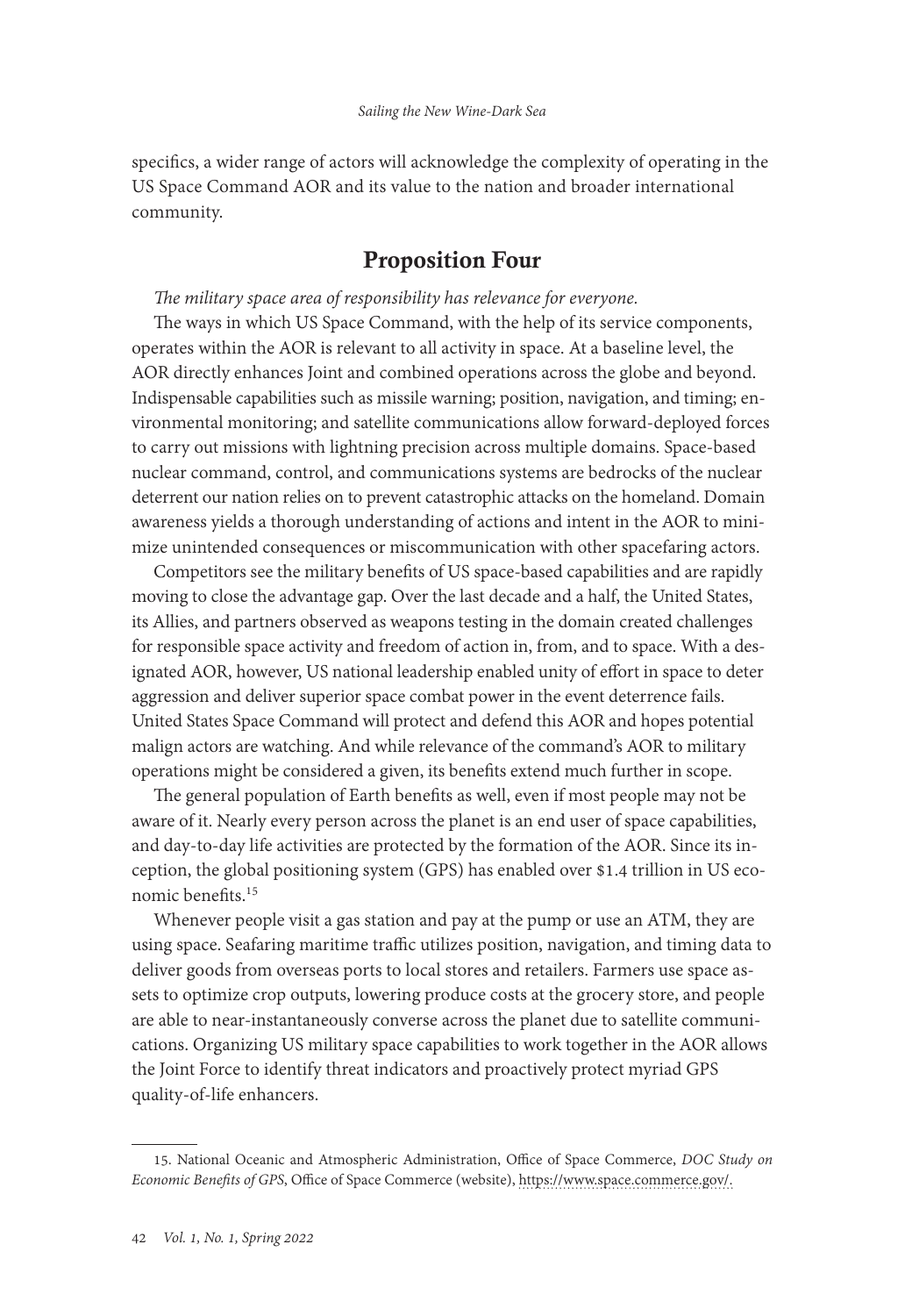specifics, a wider range of actors will acknowledge the complexity of operating in the US Space Command AOR and its value to the nation and broader international community.

## Proposition Four

*The military space area of responsibility has relevance for everyone.*

The ways in which US Space Command, with the help of its service components, operates within the AOR is relevant to all activity in space. At a baseline level, the AOR directly enhances Joint and combined operations across the globe and beyond. Indispensable capabilities such as missile warning; position, navigation, and timing; environmental monitoring; and satellite communications allow forward-deployed forces to carry out missions with lightning precision across multiple domains. Space-based nuclear command, control, and communications systems are bedrocks of the nuclear deterrent our nation relies on to prevent catastrophic attacks on the homeland. Domain awareness yields a thorough understanding of actions and intent in the AOR to minimize unintended consequences or miscommunication with other spacefaring actors.

Competitors see the military benefits of US space-based capabilities and are rapidly moving to close the advantage gap. Over the last decade and a half, the United States, its Allies, and partners observed as weapons testing in the domain created challenges for responsible space activity and freedom of action in, from, and to space. With a designated AOR, however, US national leadership enabled unity of effort in space to deter aggression and deliver superior space combat power in the event deterrence fails. United States Space Command will protect and defend this AOR and hopes potential malign actors are watching. And while relevance of the command's AOR to military operations might be considered a given, its benefits extend much further in scope.

The general population of Earth benefits as well, even if most people may not be aware of it. Nearly every person across the planet is an end user of space capabilities, and day-to-day life activities are protected by the formation of the AOR. Since its inception, the global positioning system (GPS) has enabled over $1.4 trillion in US economic benefits.[15]

Whenever people visit a gas station and pay at the pump or use an ATM, they are using space. Seafaring maritime traffic utilizes position, navigation, and timing data to deliver goods from overseas ports to local stores and retailers. Farmers use space assets to optimize crop outputs, lowering produce costs at the grocery store, and people are able to near-instantaneously converse across the planet due to satellite communications. Organizing US military space capabilities to work together in the AOR allows the Joint Force to identify threat indicators and proactively protect myriad GPS quality-of-life enhancers.

---

15. National Oceanic and Atmospheric Administration, Office of Space Commerce, *DOC Study on Economic Benefits of GPS*, Office of Space Commerce (website), https://www.space.commerce.gov/.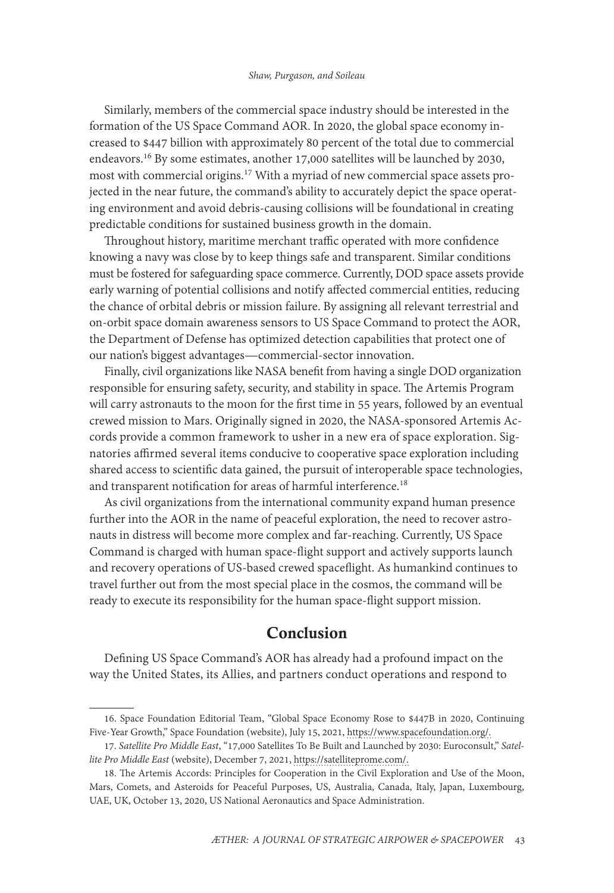Similarly, members of the commercial space industry should be interested in the formation of the US Space Command AOR. In 2020, the global space economy increased to $447 billion with approximately 80 percent of the total due to commercial endeavors.[16] By some estimates, another 17,000 satellites will be launched by 2030, most with commercial origins.[17] With a myriad of new commercial space assets projected in the near future, the command's ability to accurately depict the space operating environment and avoid debris-causing collisions will be foundational in creating predictable conditions for sustained business growth in the domain.

Throughout history, maritime merchant traffic operated with more confidence knowing a navy was close by to keep things safe and transparent. Similar conditions must be fostered for safeguarding space commerce. Currently, DOD space assets provide early warning of potential collisions and notify affected commercial entities, reducing the chance of orbital debris or mission failure. By assigning all relevant terrestrial and on-orbit space domain awareness sensors to US Space Command to protect the AOR, the Department of Defense has optimized detection capabilities that protect one of our nation's biggest advantages—commercial-sector innovation.

Finally, civil organizations like NASA benefit from having a single DOD organization responsible for ensuring safety, security, and stability in space. The Artemis Program will carry astronauts to the moon for the first time in 55 years, followed by an eventual crewed mission to Mars. Originally signed in 2020, the NASA-sponsored Artemis Accords provide a common framework to usher in a new era of space exploration. Signatories affirmed several items conducive to cooperative space exploration including shared access to scientific data gained, the pursuit of interoperable space technologies, and transparent notification for areas of harmful interference.[18]

As civil organizations from the international community expand human presence further into the AOR in the name of peaceful exploration, the need to recover astronauts in distress will become more complex and far-reaching. Currently, US Space Command is charged with human space-flight support and actively supports launch and recovery operations of US-based crewed spaceflight. As humankind continues to travel further out from the most special place in the cosmos, the command will be ready to execute its responsibility for the human space-flight support mission.

## Conclusion

Defining US Space Command's AOR has already had a profound impact on the way the United States, its Allies, and partners conduct operations and respond to

16. Space Foundation Editorial Team, "Global Space Economy Rose to $447B in 2020, Continuing Five-Year Growth," Space Foundation (website), July 15, 2021, https://www.spacefoundation.org/.

17. *Satellite Pro Middle East*, "17,000 Satellites To Be Built and Launched by 2030: Euroconsult," *Satellite Pro Middle East* (website), December 7, 2021, https://satelliteprome.com/.

18. The Artemis Accords: Principles for Cooperation in the Civil Exploration and Use of the Moon, Mars, Comets, and Asteroids for Peaceful Purposes, US, Australia, Canada, Italy, Japan, Luxembourg, UAE, UK, October 13, 2020, US National Aeronautics and Space Administration.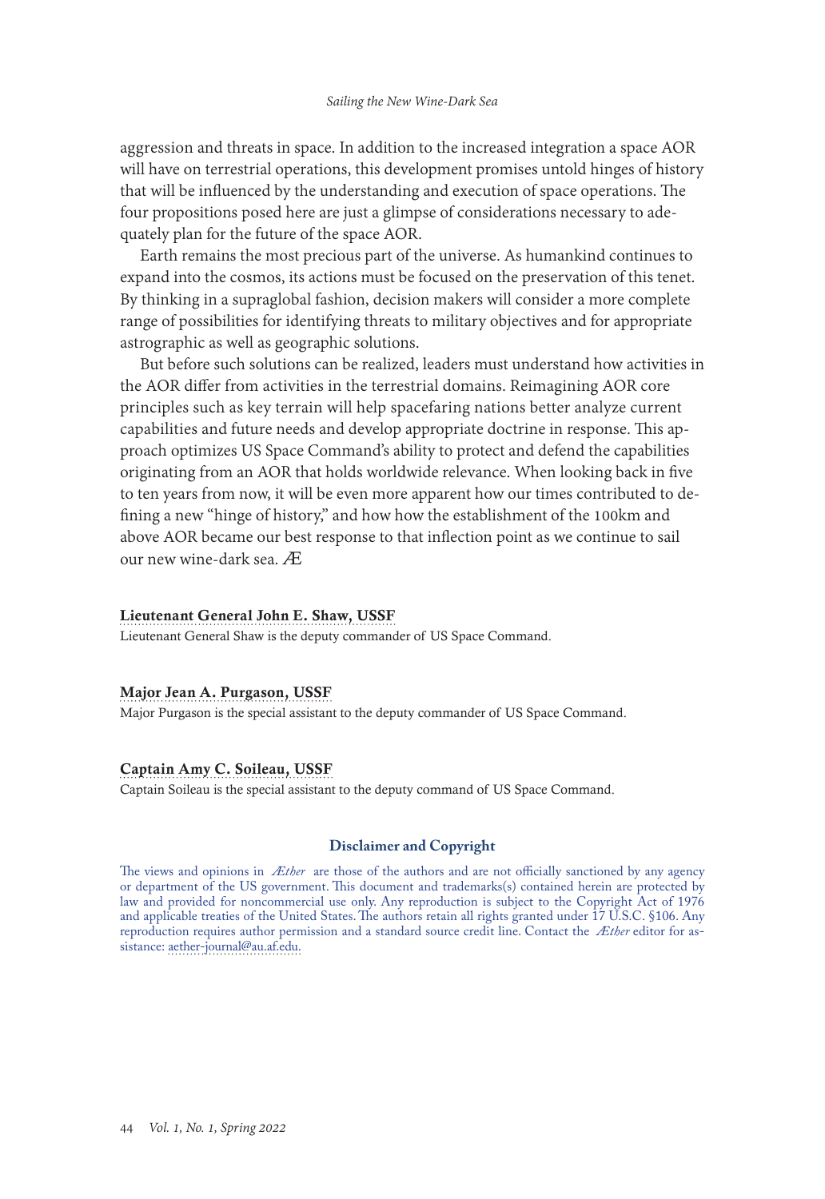aggression and threats in space. In addition to the increased integration a space AOR will have on terrestrial operations, this development promises untold hinges of history that will be influenced by the understanding and execution of space operations. The four propositions posed here are just a glimpse of considerations necessary to adequately plan for the future of the space AOR.

Earth remains the most precious part of the universe. As humankind continues to expand into the cosmos, its actions must be focused on the preservation of this tenet. By thinking in a supraglobal fashion, decision makers will consider a more complete range of possibilities for identifying threats to military objectives and for appropriate astrographic as well as geographic solutions.

But before such solutions can be realized, leaders must understand how activities in the AOR differ from activities in the terrestrial domains. Reimagining AOR core principles such as key terrain will help spacefaring nations better analyze current capabilities and future needs and develop appropriate doctrine in response. This approach optimizes US Space Command's ability to protect and defend the capabilities originating from an AOR that holds worldwide relevance. When looking back in five to ten years from now, it will be even more apparent how our times contributed to defining a new "hinge of history," and how how the establishment of the 100km and above AOR became our best response to that inflection point as we continue to sail our new wine-dark sea. Æ

**Lieutenant General John E. Shaw, USSF**

Lieutenant General Shaw is the deputy commander of US Space Command.

**Major Jean A. Purgason, USSF**

Major Purgason is the special assistant to the deputy commander of US Space Command.

**Captain Amy C. Soileau, USSF**

Captain Soileau is the special assistant to the deputy command of US Space Command.

**Disclaimer and Copyright**

The views and opinions in *Æther* are those of the authors and are not officially sanctioned by any agency or department of the US government. This document and trademarks(s) contained herein are protected by law and provided for noncommercial use only. Any reproduction is subject to the Copyright Act of 1976 and applicable treaties of the United States. The authors retain all rights granted under 17 U.S.C. §106. Any reproduction requires author permission and a standard source credit line. Contact the *Æther* editor for assistance: aether-journal@au.af.edu.